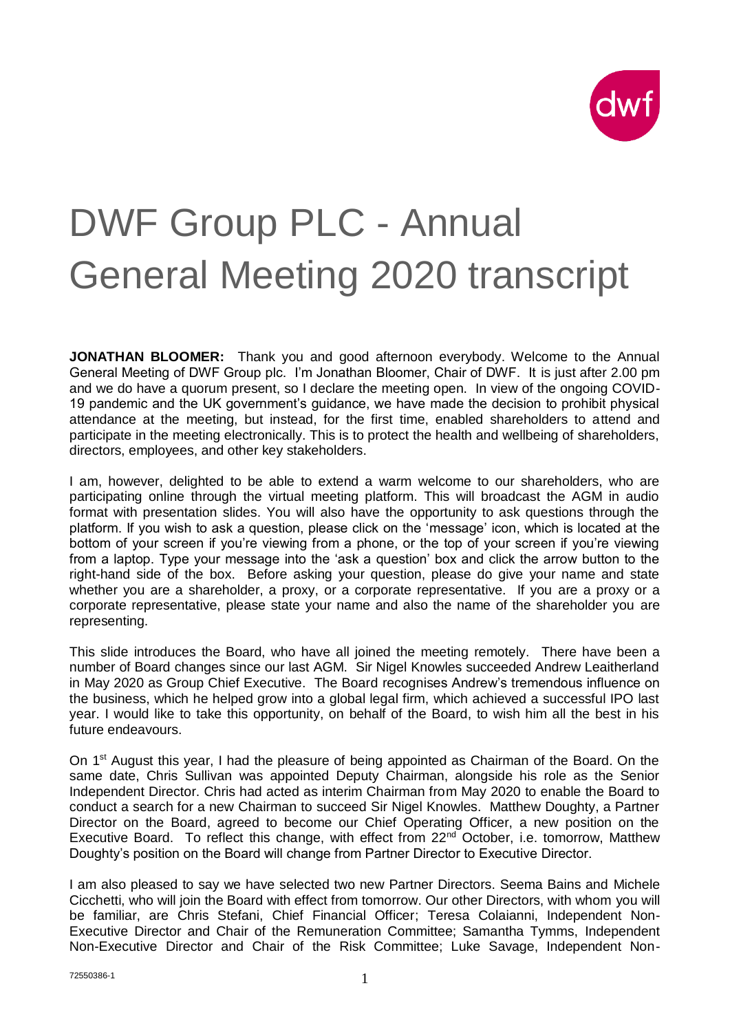# DWF Group PLC - Annual General Meeting 2020 transcript

**JONATHAN BLOOMER:** Thank you and good afternoon everybody. Welcome to the Annual General Meeting of DWF Group plc. I'm Jonathan Bloomer, Chair of DWF. It is just after 2.00 pm and we do have a quorum present, so I declare the meeting open. In view of the ongoing COVID-19 pandemic and the UK government's guidance, we have made the decision to prohibit physical attendance at the meeting, but instead, for the first time, enabled shareholders to attend and participate in the meeting electronically. This is to protect the health and wellbeing of shareholders, directors, employees, and other key stakeholders.

I am, however, delighted to be able to extend a warm welcome to our shareholders, who are participating online through the virtual meeting platform. This will broadcast the AGM in audio format with presentation slides. You will also have the opportunity to ask questions through the platform. If you wish to ask a question, please click on the 'message' icon, which is located at the bottom of your screen if you're viewing from a phone, or the top of your screen if you're viewing from a laptop. Type your message into the 'ask a question' box and click the arrow button to the right-hand side of the box. Before asking your question, please do give your name and state whether you are a shareholder, a proxy, or a corporate representative. If you are a proxy or a corporate representative, please state your name and also the name of the shareholder you are representing.

This slide introduces the Board, who have all joined the meeting remotely. There have been a number of Board changes since our last AGM. Sir Nigel Knowles succeeded Andrew Leaitherland in May 2020 as Group Chief Executive. The Board recognises Andrew's tremendous influence on the business, which he helped grow into a global legal firm, which achieved a successful IPO last year. I would like to take this opportunity, on behalf of the Board, to wish him all the best in his future endeavours.

On 1st August this year, I had the pleasure of being appointed as Chairman of the Board. On the same date, Chris Sullivan was appointed Deputy Chairman, alongside his role as the Senior Independent Director. Chris had acted as interim Chairman from May 2020 to enable the Board to conduct a search for a new Chairman to succeed Sir Nigel Knowles. Matthew Doughty, a Partner Director on the Board, agreed to become our Chief Operating Officer, a new position on the Executive Board. To reflect this change, with effect from 22nd October, i.e. tomorrow, Matthew Doughty's position on the Board will change from Partner Director to Executive Director.

I am also pleased to say we have selected two new Partner Directors. Seema Bains and Michele Cicchetti, who will join the Board with effect from tomorrow. Our other Directors, with whom you will be familiar, are Chris Stefani, Chief Financial Officer; Teresa Colaianni, Independent Non-Executive Director and Chair of the Remuneration Committee; Samantha Tymms, Independent Non-Executive Director and Chair of the Risk Committee; Luke Savage, Independent Non-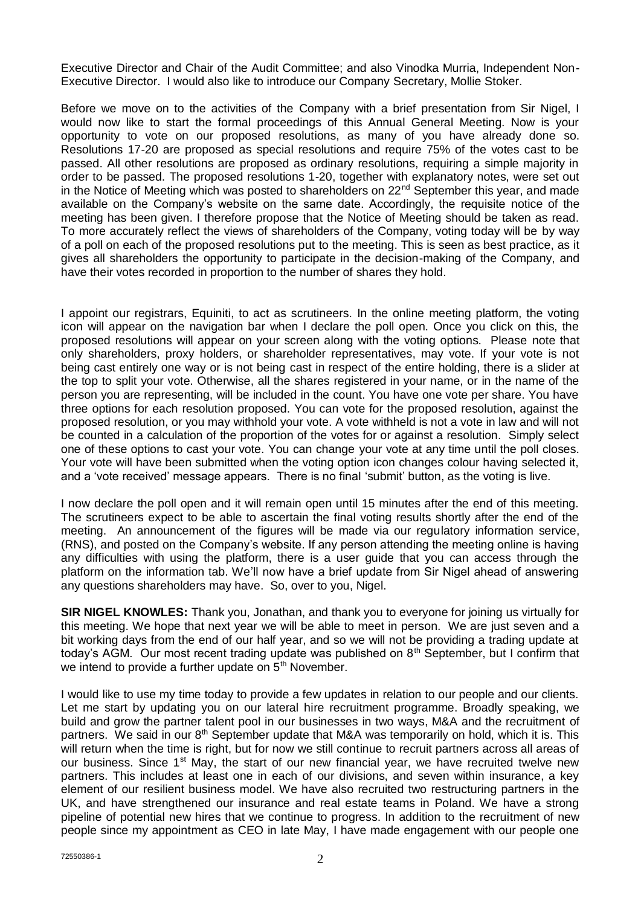Executive Director and Chair of the Audit Committee; and also Vinodka Murria, Independent Non-Executive Director. I would also like to introduce our Company Secretary, Mollie Stoker.

Before we move on to the activities of the Company with a brief presentation from Sir Nigel, I would now like to start the formal proceedings of this Annual General Meeting. Now is your opportunity to vote on our proposed resolutions, as many of you have already done so. Resolutions 17-20 are proposed as special resolutions and require 75% of the votes cast to be passed. All other resolutions are proposed as ordinary resolutions, requiring a simple majority in order to be passed. The proposed resolutions 1-20, together with explanatory notes, were set out in the Notice of Meeting which was posted to shareholders on 22nd September this year, and made available on the Company's website on the same date. Accordingly, the requisite notice of the meeting has been given. I therefore propose that the Notice of Meeting should be taken as read. To more accurately reflect the views of shareholders of the Company, voting today will be by way of a poll on each of the proposed resolutions put to the meeting. This is seen as best practice, as it gives all shareholders the opportunity to participate in the decision-making of the Company, and have their votes recorded in proportion to the number of shares they hold.

I appoint our registrars, Equiniti, to act as scrutineers. In the online meeting platform, the voting icon will appear on the navigation bar when I declare the poll open. Once you click on this, the proposed resolutions will appear on your screen along with the voting options. Please note that only shareholders, proxy holders, or shareholder representatives, may vote. If your vote is not being cast entirely one way or is not being cast in respect of the entire holding, there is a slider at the top to split your vote. Otherwise, all the shares registered in your name, or in the name of the person you are representing, will be included in the count. You have one vote per share. You have three options for each resolution proposed. You can vote for the proposed resolution, against the proposed resolution, or you may withhold your vote. A vote withheld is not a vote in law and will not be counted in a calculation of the proportion of the votes for or against a resolution. Simply select one of these options to cast your vote. You can change your vote at any time until the poll closes. Your vote will have been submitted when the voting option icon changes colour having selected it, and a 'vote received' message appears. There is no final 'submit' button, as the voting is live.

I now declare the poll open and it will remain open until 15 minutes after the end of this meeting. The scrutineers expect to be able to ascertain the final voting results shortly after the end of the meeting. An announcement of the figures will be made via our regulatory information service, (RNS), and posted on the Company's website. If any person attending the meeting online is having any difficulties with using the platform, there is a user guide that you can access through the platform on the information tab. We'll now have a brief update from Sir Nigel ahead of answering any questions shareholders may have. So, over to you, Nigel.

**SIR NIGEL KNOWLES:** Thank you, Jonathan, and thank you to everyone for joining us virtually for this meeting. We hope that next year we will be able to meet in person. We are just seven and a bit working days from the end of our half year, and so we will not be providing a trading update at today's AGM. Our most recent trading update was published on 8th September, but I confirm that we intend to provide a further update on 5th November.

I would like to use my time today to provide a few updates in relation to our people and our clients. Let me start by updating you on our lateral hire recruitment programme. Broadly speaking, we build and grow the partner talent pool in our businesses in two ways, M&A and the recruitment of partners. We said in our 8th September update that M&A was temporarily on hold, which it is. This will return when the time is right, but for now we still continue to recruit partners across all areas of our business. Since 1st May, the start of our new financial year, we have recruited twelve new partners. This includes at least one in each of our divisions, and seven within insurance, a key element of our resilient business model. We have also recruited two restructuring partners in the UK, and have strengthened our insurance and real estate teams in Poland. We have a strong pipeline of potential new hires that we continue to progress. In addition to the recruitment of new people since my appointment as CEO in late May, I have made engagement with our people one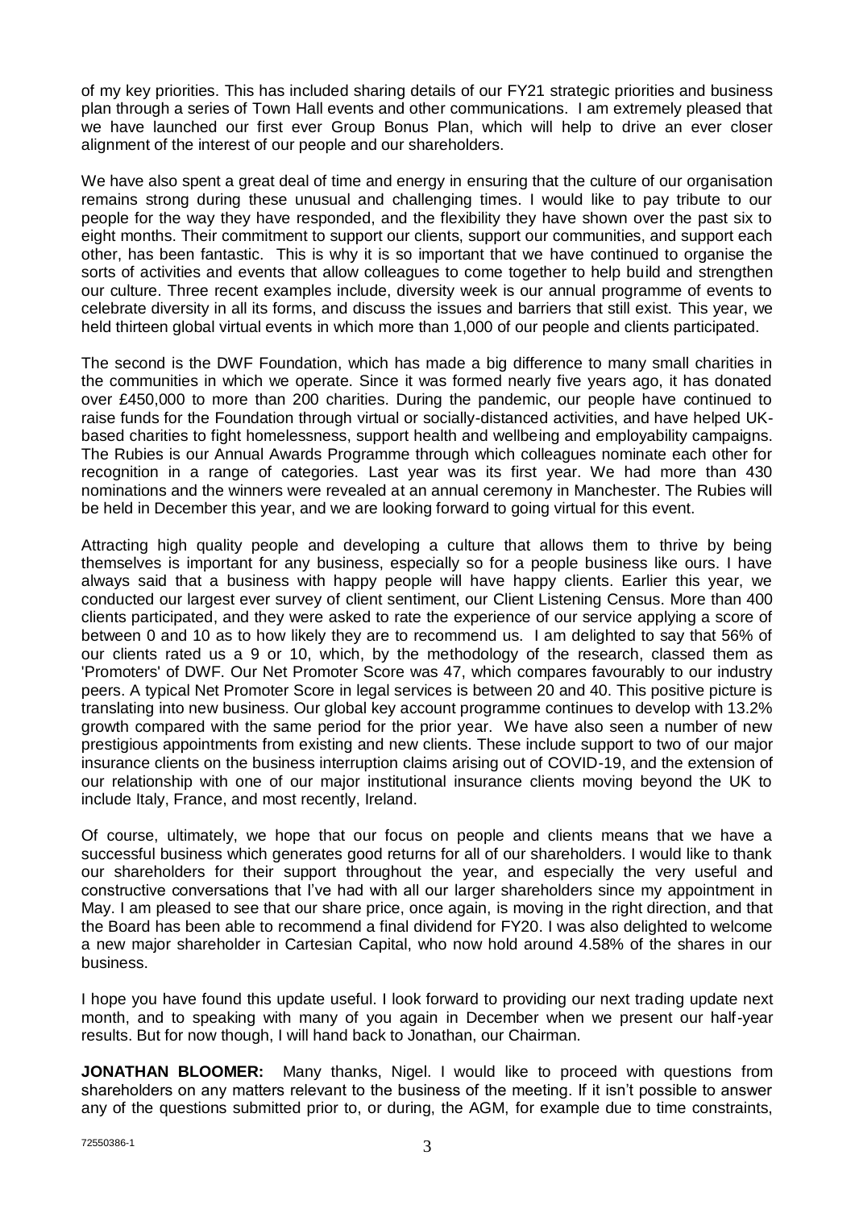of my key priorities. This has included sharing details of our FY21 strategic priorities and business plan through a series of Town Hall events and other communications. I am extremely pleased that we have launched our first ever Group Bonus Plan, which will help to drive an ever closer alignment of the interest of our people and our shareholders.

We have also spent a great deal of time and energy in ensuring that the culture of our organisation remains strong during these unusual and challenging times. I would like to pay tribute to our people for the way they have responded, and the flexibility they have shown over the past six to eight months. Their commitment to support our clients, support our communities, and support each other, has been fantastic. This is why it is so important that we have continued to organise the sorts of activities and events that allow colleagues to come together to help build and strengthen our culture. Three recent examples include, diversity week is our annual programme of events to celebrate diversity in all its forms, and discuss the issues and barriers that still exist. This year, we held thirteen global virtual events in which more than 1,000 of our people and clients participated.

The second is the DWF Foundation, which has made a big difference to many small charities in the communities in which we operate. Since it was formed nearly five years ago, it has donated over £450,000 to more than 200 charities. During the pandemic, our people have continued to raise funds for the Foundation through virtual or socially-distanced activities, and have helped UK-based charities to fight homelessness, support health and wellbeing and employability campaigns. The Rubies is our Annual Awards Programme through which colleagues nominate each other for recognition in a range of categories. Last year was its first year. We had more than 430 nominations and the winners were revealed at an annual ceremony in Manchester. The Rubies will be held in December this year, and we are looking forward to going virtual for this event.

Attracting high quality people and developing a culture that allows them to thrive by being themselves is important for any business, especially so for a people business like ours. I have always said that a business with happy people will have happy clients. Earlier this year, we conducted our largest ever survey of client sentiment, our Client Listening Census. More than 400 clients participated, and they were asked to rate the experience of our service applying a score of between 0 and 10 as to how likely they are to recommend us. I am delighted to say that 56% of our clients rated us a 9 or 10, which, by the methodology of the research, classed them as 'Promoters' of DWF. Our Net Promoter Score was 47, which compares favourably to our industry peers. A typical Net Promoter Score in legal services is between 20 and 40. This positive picture is translating into new business. Our global key account programme continues to develop with 13.2% growth compared with the same period for the prior year. We have also seen a number of new prestigious appointments from existing and new clients. These include support to two of our major insurance clients on the business interruption claims arising out of COVID-19, and the extension of our relationship with one of our major institutional insurance clients moving beyond the UK to include Italy, France, and most recently, Ireland.

Of course, ultimately, we hope that our focus on people and clients means that we have a successful business which generates good returns for all of our shareholders. I would like to thank our shareholders for their support throughout the year, and especially the very useful and constructive conversations that I've had with all our larger shareholders since my appointment in May. I am pleased to see that our share price, once again, is moving in the right direction, and that the Board has been able to recommend a final dividend for FY20. I was also delighted to welcome a new major shareholder in Cartesian Capital, who now hold around 4.58% of the shares in our business.

I hope you have found this update useful. I look forward to providing our next trading update next month, and to speaking with many of you again in December when we present our half-year results. But for now though, I will hand back to Jonathan, our Chairman.

**JONATHAN BLOOMER:** Many thanks, Nigel. I would like to proceed with questions from shareholders on any matters relevant to the business of the meeting. If it isn't possible to answer any of the questions submitted prior to, or during, the AGM, for example due to time constraints,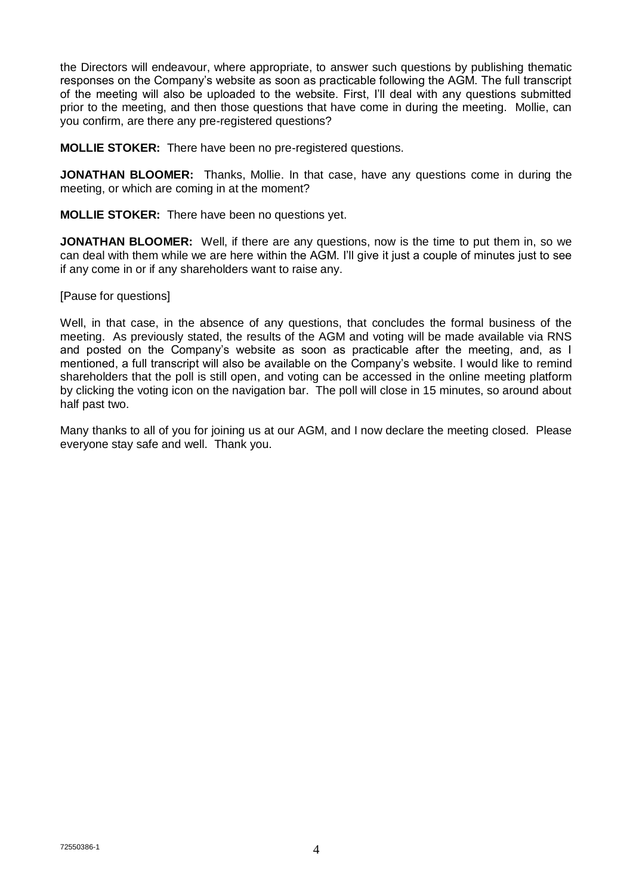the Directors will endeavour, where appropriate, to answer such questions by publishing thematic responses on the Company's website as soon as practicable following the AGM. The full transcript of the meeting will also be uploaded to the website. First, I'll deal with any questions submitted prior to the meeting, and then those questions that have come in during the meeting. Mollie, can you confirm, are there any pre-registered questions?

**MOLLIE STOKER:** There have been no pre-registered questions.

**JONATHAN BLOOMER:** Thanks, Mollie. In that case, have any questions come in during the meeting, or which are coming in at the moment?

**MOLLIE STOKER:** There have been no questions yet.

**JONATHAN BLOOMER:** Well, if there are any questions, now is the time to put them in, so we can deal with them while we are here within the AGM. I'll give it just a couple of minutes just to see if any come in or if any shareholders want to raise any.

[Pause for questions]

Well, in that case, in the absence of any questions, that concludes the formal business of the meeting. As previously stated, the results of the AGM and voting will be made available via RNS and posted on the Company's website as soon as practicable after the meeting, and, as I mentioned, a full transcript will also be available on the Company's website. I would like to remind shareholders that the poll is still open, and voting can be accessed in the online meeting platform by clicking the voting icon on the navigation bar. The poll will close in 15 minutes, so around about half past two.

Many thanks to all of you for joining us at our AGM, and I now declare the meeting closed. Please everyone stay safe and well. Thank you.

72550386-1